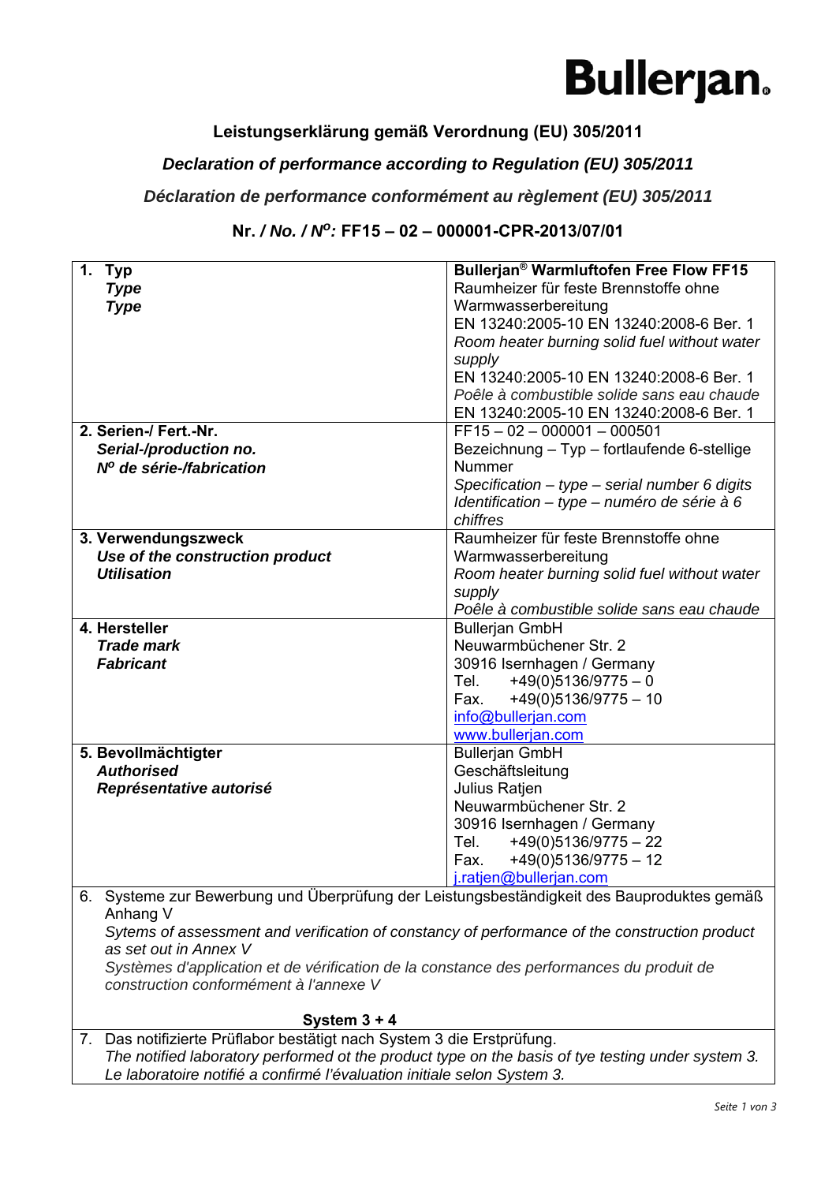**Bullerjan.**

## Leistungserklärung gemäß Verordnung (EU) 305/2011

## *Declaration of performance according to Regulation (EU) 305/2011*

## *Déclaration de performance conformément au règlement (EU) 305/2011*

### Nr. / *No.* / *N^o^:* FF15 – 02 – 000001-CPR-2013/07/01

| | |
|---|---|
| **1. Typ**<br>***Type***<br>***Type*** | **Bullerjan® Warmluftofen Free Flow FF15**<br>Raumheizer für feste Brennstoffe ohne Warmwasserbereitung<br>EN 13240:2005-10 EN 13240:2008-6 Ber. 1<br>*Room heater burning solid fuel without water supply*<br>EN 13240:2005-10 EN 13240:2008-6 Ber. 1<br>*Poêle à combustible solide sans eau chaude*<br>EN 13240:2005-10 EN 13240:2008-6 Ber. 1 |
| **2. Serien-/ Fert.-Nr.**<br>***Serial-/production no.***<br>***N^o^ de série-/fabrication*** | FF15 – 02 – 000001 – 000501<br>Bezeichnung – Typ – fortlaufende 6-stellige Nummer<br>*Specification – type – serial number 6 digits*<br>*Identification – type – numéro de série à 6 chiffres* |
| **3. Verwendungszweck**<br>***Use of the construction product***<br>***Utilisation*** | Raumheizer für feste Brennstoffe ohne Warmwasserbereitung<br>*Room heater burning solid fuel without water supply*<br>*Poêle à combustible solide sans eau chaude* |
| **4. Hersteller**<br>***Trade mark***<br>***Fabricant*** | Bullerjan GmbH<br>Neuwarmbüchener Str. 2<br>30916 Isernhagen / Germany<br>Tel. +49(0)5136/9775 – 0<br>Fax. +49(0)5136/9775 – 10<br>info@bullerjan.com<br>www.bullerjan.com |
| **5. Bevollmächtigter**<br>***Authorised***<br>***Représentative autorisé*** | Bullerjan GmbH<br>Geschäftsleitung<br>Julius Ratjen<br>Neuwarmbüchener Str. 2<br>30916 Isernhagen / Germany<br>Tel. +49(0)5136/9775 – 22<br>Fax. +49(0)5136/9775 – 12<br>j.ratjen@bullerjan.com |

6. Systeme zur Bewerbung und Überprüfung der Leistungsbeständigkeit des Bauproduktes gemäß Anhang V
   *Sytems of assessment and verification of constancy of performance of the construction product as set out in Annex V*
   *Systèmes d'application et de vérification de la constance des performances du produit de construction conformément à l'annexe V*

   **System 3 + 4**

7. Das notifizierte Prüflabor bestätigt nach System 3 die Erstprüfung.
   *The notified laboratory performed ot the product type on the basis of tye testing under system 3.*
   *Le laboratoire notifié a confirmé l'évaluation initiale selon System 3.*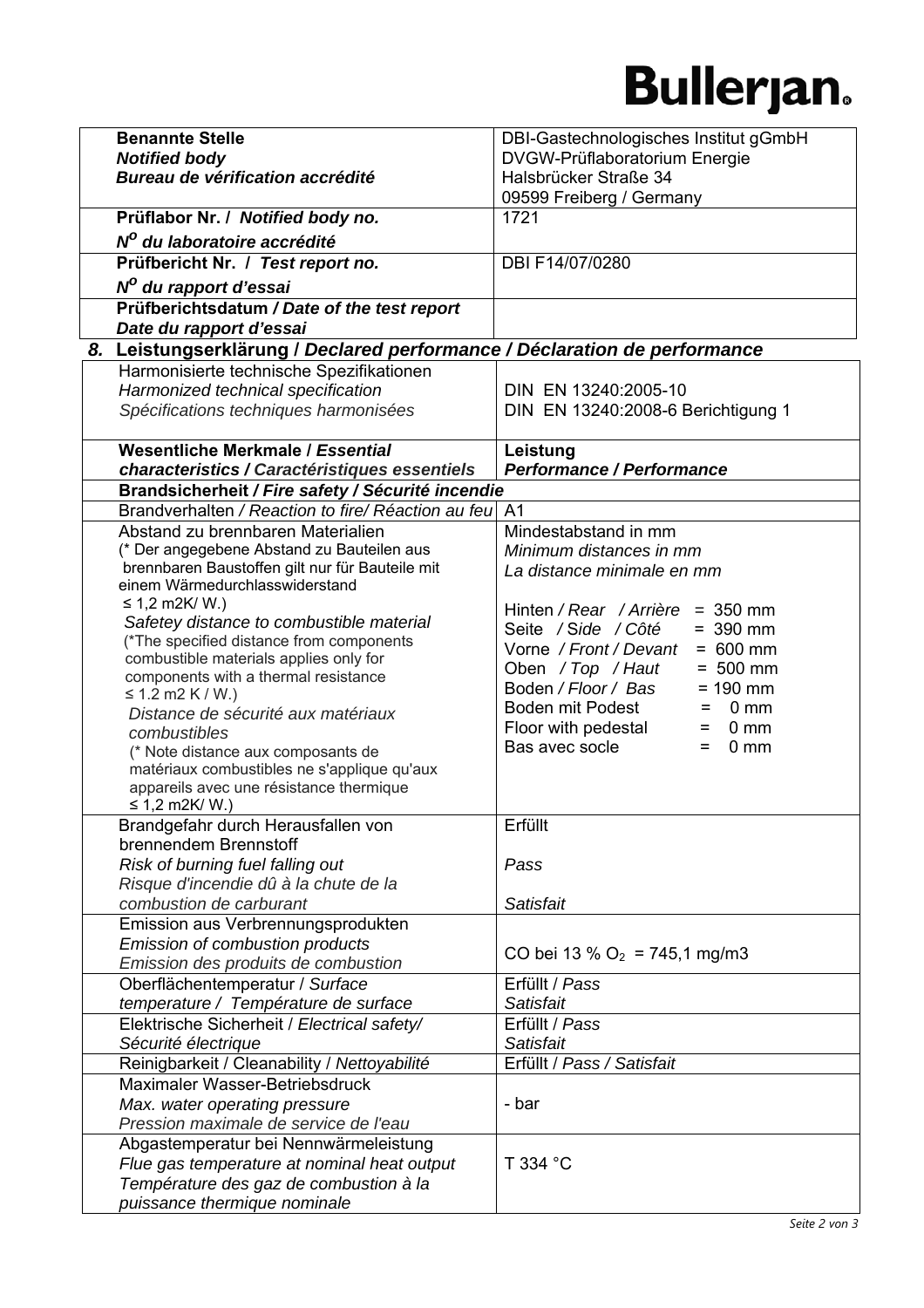Bullerjan.

| **Benannte Stelle**<br>***Notified body***<br>***Bureau de vérification accrédité*** | DBI-Gastechnologisches Institut gGmbH<br>DVGW-Prüflaboratorium Energie<br>Halsbrücker Straße 34<br>09599 Freiberg / Germany |
|---|---|
| **Prüflabor Nr. /** ***Notified body no.***<br>***N$^{O}$ du laboratoire accrédité*** | 1721 |
| **Prüfbericht Nr. /** ***Test report no.***<br>***N$^{O}$ du rapport d'essai*** | DBI F14/07/0280 |
| **Prüfberichtsdatum /** ***Date of the test report***<br>***Date du rapport d'essai*** | |

## 8. Leistungserklärung / *Declared performance / Déclaration de performance*

| Harmonisierte technische Spezifikationen<br>*Harmonized technical specification*<br>*Spécifications techniques harmonisées* | DIN EN 13240:2005-10<br>DIN EN 13240:2008-6 Berichtigung 1 |
|---|---|
| **Wesentliche Merkmale /** ***Essential characteristics / Caractéristiques essentiels*** | **Leistung**<br>***Performance / Performance*** |
| **Brandsicherheit /** ***Fire safety / Sécurité incendie*** | |
| Brandverhalten */ Reaction to fire/ Réaction au feu* | A1 |
| Abstand zu brennbaren Materialien<br>(* Der angegebene Abstand zu Bauteilen aus brennbaren Baustoffen gilt nur für Bauteile mit einem Wärmedurchlasswiderstand ≤ 1,2 m2K/ W.)<br>*Safetey distance to combustible material*<br>(*The specified distance from components combustible materials applies only for components with a thermal resistance ≤ 1.2 m2 K / W.)<br>*Distance de sécurité aux matériaux combustibles*<br>(* Note distance aux composants de matériaux combustibles ne s'applique qu'aux appareils avec une résistance thermique ≤ 1,2 m2K/ W.) | Mindestabstand in mm<br>*Minimum distances in mm*<br>*La distance minimale en mm*<br><br>Hinten */ Rear / Arrière* = 350 mm<br>Seite */ Side / Côté* = 390 mm<br>Vorne */ Front / Devant* = 600 mm<br>Oben */ Top / Haut* = 500 mm<br>Boden */ Floor / Bas* = 190 mm<br>Boden mit Podest = 0 mm<br>Floor with pedestal = 0 mm<br>Bas avec socle = 0 mm |
| Brandgefahr durch Herausfallen von brennendem Brennstoff<br>*Risk of burning fuel falling out*<br>*Risque d'incendie dû à la chute de la combustion de carburant* | Erfüllt<br><br>*Pass*<br><br>*Satisfait* |
| Emission aus Verbrennungsprodukten<br>*Emission of combustion products*<br>*Emission des produits de combustion* | CO bei 13 % $O_2$ = 745,1 mg/m3 |
| Oberflächentemperatur / *Surface temperature / Température de surface* | Erfüllt / *Pass*<br>*Satisfait* |
| Elektrische Sicherheit / *Electrical safety/ Sécurité électrique* | Erfüllt / *Pass*<br>*Satisfait* |
| Reinigbarkeit / Cleanability / *Nettoyabilité* | Erfüllt / *Pass / Satisfait* |
| Maximaler Wasser-Betriebsdruck<br>*Max. water operating pressure*<br>*Pression maximale de service de l'eau* | - bar |
| Abgastemperatur bei Nennwärmeleistung<br>*Flue gas temperature at nominal heat output*<br>*Température des gaz de combustion à la puissance thermique nominale* | T 334 °C |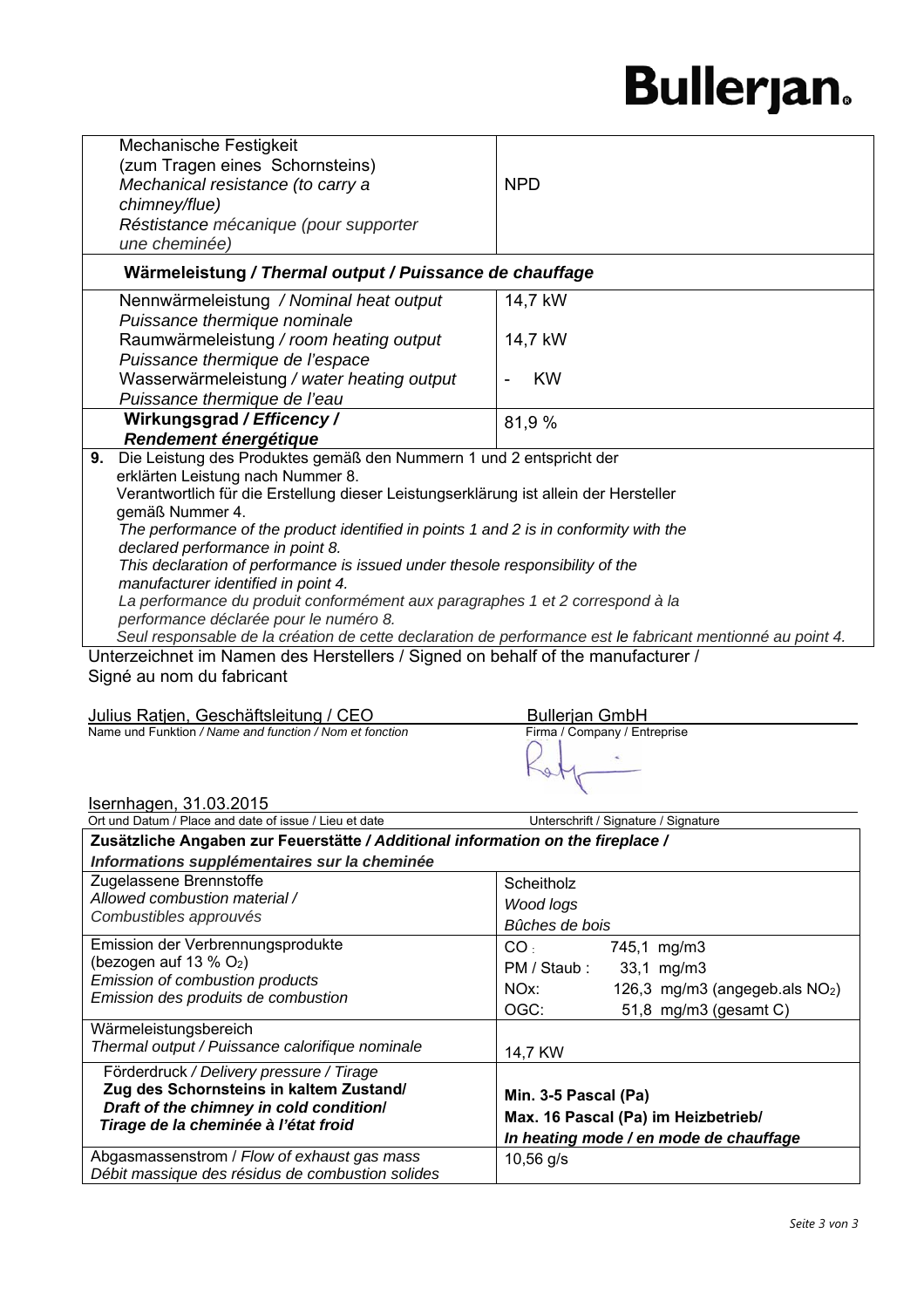| | |
|---|---|
| Mechanische Festigkeit (zum Tragen eines Schornsteins) *Mechanical resistance (to carry a chimney/flue)* *Réstistance mécanique (pour supporter une cheminée)* | NPD |
| **Wärmeleistung / *Thermal output / Puissance de chauffage*** | |
| Nennwärmeleistung / *Nominal heat output* *Puissance thermique nominale* | 14,7 kW |
| Raumwärmeleistung / *room heating output* *Puissance thermique de l'espace* | 14,7 kW |
| Wasserwärmeleistung / *water heating output* *Puissance thermique de l'eau* | - KW |
| **Wirkungsgrad / *Efficency /* *Rendement énergétique*** | 81,9 % |

**9.** Die Leistung des Produktes gemäß den Nummern 1 und 2 entspricht der erklärten Leistung nach Nummer 8.
Verantwortlich für die Erstellung dieser Leistungserklärung ist allein der Hersteller gemäß Nummer 4.
*The performance of the product identified in points 1 and 2 is in conformity with the declared performance in point 8.*
*This declaration of performance is issued under thesole responsibility of the manufacturer identified in point 4.*
*La performance du produit conformément aux paragraphes 1 et 2 correspond à la performance déclarée pour le numéro 8.*
*Seul responsable de la création de cette declaration de performance est le fabricant mentionné au point 4.*

Unterzeichnet im Namen des Herstellers / Signed on behalf of the manufacturer / Signé au nom du fabricant

Julius Ratjen, Geschäftsleitung / CEO
Name und Funktion / *Name and function / Nom et fonction*

Bullerjan GmbH
Firma / Company / Entreprise

Isernhagen, 31.03.2015
Ort und Datum / Place and date of issue / Lieu et date

Unterschrift / Signature / Signature

| **Zusätzliche Angaben zur Feuerstätte / *Additional information on the fireplace /* *Informations supplémentaires sur la cheminée*** | |
|---|---|
| Zugelassene Brennstoffe *Allowed combustion material /* *Combustibles approuvés* | Scheitholz *Wood logs* *Bûches de bois* |
| Emission der Verbrennungsprodukte (bezogen auf 13 % $O_2$) *Emission of combustion products* *Emission des produits de combustion* | CO : 745,1 mg/m3 PM / Staub : 33,1 mg/m3 NOx: 126,3 mg/m3 (angegeb.als $NO_2$) OGC: 51,8 mg/m3 (gesamt C) |
| Wärmeleistungsbereich *Thermal output / Puissance calorifique nominale* | 14,7 KW |
| Förderdruck / *Delivery pressure / Tirage* **Zug des Schornsteins in kaltem Zustand/ *Draft of the chimney in cold condition/* *Tirage de la cheminée à l'état froid*** | **Min. 3-5 Pascal (Pa)** **Max. 16 Pascal (Pa) im Heizbetrieb/** ***In heating mode / en mode de chauffage*** |
| Abgasmassenstrom / *Flow of exhaust gas mass* *Débit massique des résidus de combustion solides* | 10,56 g/s |